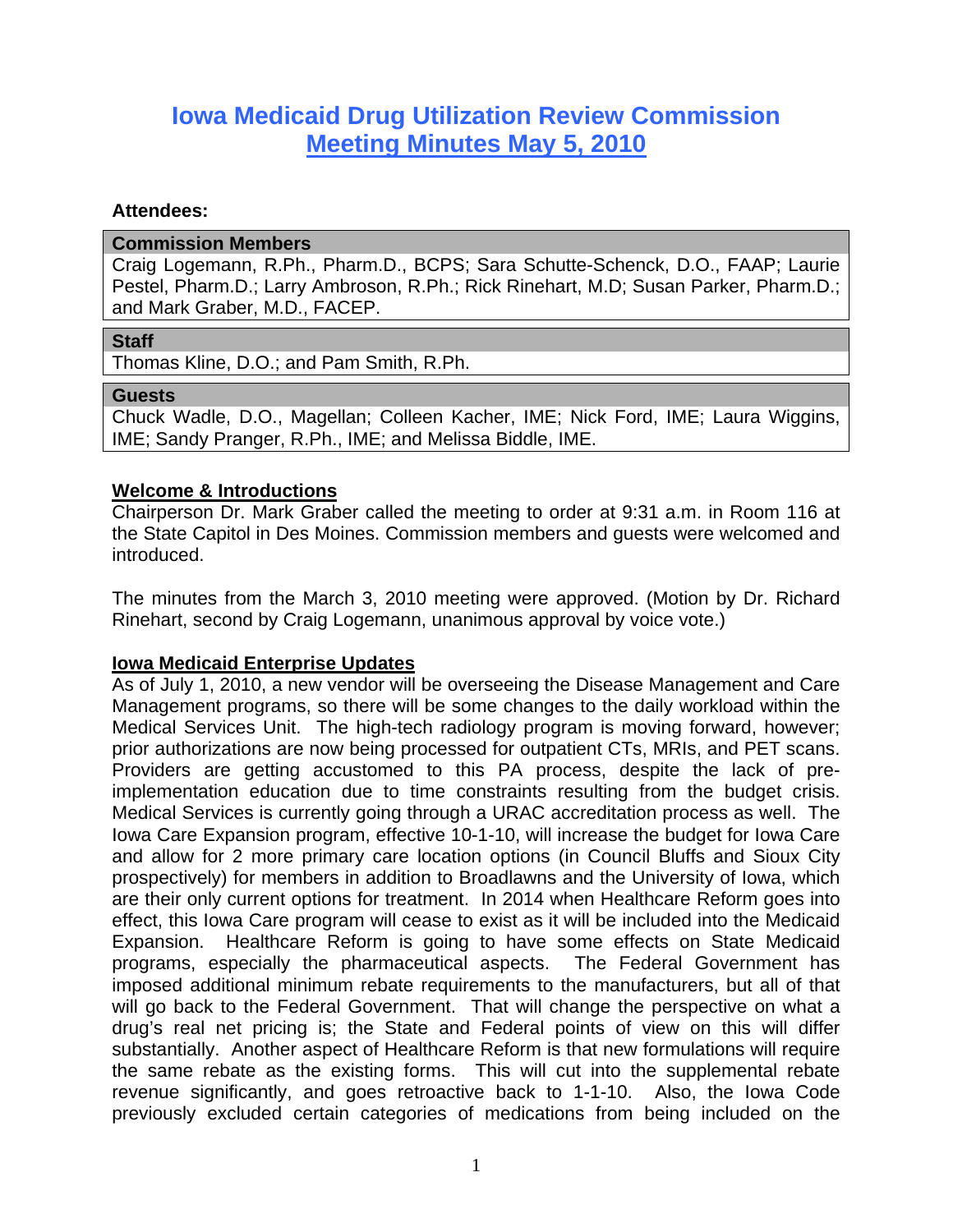# Iowa Medicaid Drug Utilization Review Commission
## Meeting Minutes May 5, 2010

**Attendees:**

**Commission Members**

Craig Logemann, R.Ph., Pharm.D., BCPS; Sara Schutte-Schenck, D.O., FAAP; Laurie Pestel, Pharm.D.; Larry Ambroson, R.Ph.; Rick Rinehart, M.D; Susan Parker, Pharm.D.; and Mark Graber, M.D., FACEP.

**Staff**

Thomas Kline, D.O.; and Pam Smith, R.Ph.

**Guests**

Chuck Wadle, D.O., Magellan; Colleen Kacher, IME; Nick Ford, IME; Laura Wiggins, IME; Sandy Pranger, R.Ph., IME; and Melissa Biddle, IME.

### Welcome & Introductions

Chairperson Dr. Mark Graber called the meeting to order at 9:31 a.m. in Room 116 at the State Capitol in Des Moines. Commission members and guests were welcomed and introduced.

The minutes from the March 3, 2010 meeting were approved. (Motion by Dr. Richard Rinehart, second by Craig Logemann, unanimous approval by voice vote.)

### Iowa Medicaid Enterprise Updates

As of July 1, 2010, a new vendor will be overseeing the Disease Management and Care Management programs, so there will be some changes to the daily workload within the Medical Services Unit. The high-tech radiology program is moving forward, however; prior authorizations are now being processed for outpatient CTs, MRIs, and PET scans. Providers are getting accustomed to this PA process, despite the lack of pre-implementation education due to time constraints resulting from the budget crisis. Medical Services is currently going through a URAC accreditation process as well. The Iowa Care Expansion program, effective 10-1-10, will increase the budget for Iowa Care and allow for 2 more primary care location options (in Council Bluffs and Sioux City prospectively) for members in addition to Broadlawns and the University of Iowa, which are their only current options for treatment. In 2014 when Healthcare Reform goes into effect, this Iowa Care program will cease to exist as it will be included into the Medicaid Expansion. Healthcare Reform is going to have some effects on State Medicaid programs, especially the pharmaceutical aspects. The Federal Government has imposed additional minimum rebate requirements to the manufacturers, but all of that will go back to the Federal Government. That will change the perspective on what a drug's real net pricing is; the State and Federal points of view on this will differ substantially. Another aspect of Healthcare Reform is that new formulations will require the same rebate as the existing forms. This will cut into the supplemental rebate revenue significantly, and goes retroactive back to 1-1-10. Also, the Iowa Code previously excluded certain categories of medications from being included on the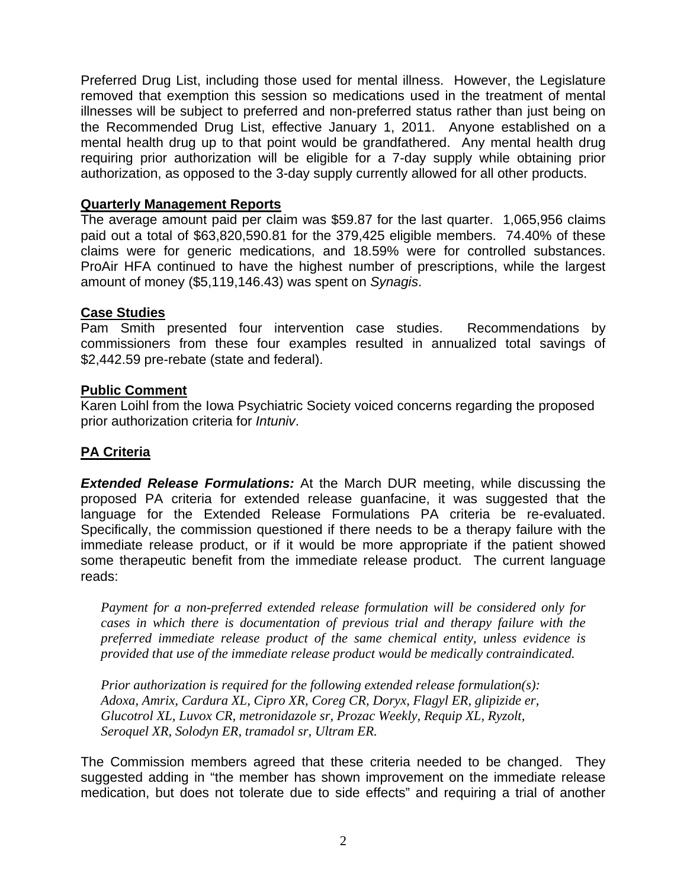Preferred Drug List, including those used for mental illness. However, the Legislature removed that exemption this session so medications used in the treatment of mental illnesses will be subject to preferred and non-preferred status rather than just being on the Recommended Drug List, effective January 1, 2011. Anyone established on a mental health drug up to that point would be grandfathered. Any mental health drug requiring prior authorization will be eligible for a 7-day supply while obtaining prior authorization, as opposed to the 3-day supply currently allowed for all other products.

**Quarterly Management Reports**

The average amount paid per claim was $59.87 for the last quarter. 1,065,956 claims paid out a total of $63,820,590.81 for the 379,425 eligible members. 74.40% of these claims were for generic medications, and 18.59% were for controlled substances. ProAir HFA continued to have the highest number of prescriptions, while the largest amount of money ($5,119,146.43) was spent on *Synagis*.

**Case Studies**

Pam Smith presented four intervention case studies. Recommendations by commissioners from these four examples resulted in annualized total savings of $2,442.59 pre-rebate (state and federal).

**Public Comment**

Karen Loihl from the Iowa Psychiatric Society voiced concerns regarding the proposed prior authorization criteria for *Intuniv*.

**PA Criteria**

***Extended Release Formulations:*** At the March DUR meeting, while discussing the proposed PA criteria for extended release guanfacine, it was suggested that the language for the Extended Release Formulations PA criteria be re-evaluated. Specifically, the commission questioned if there needs to be a therapy failure with the immediate release product, or if it would be more appropriate if the patient showed some therapeutic benefit from the immediate release product. The current language reads:

> *Payment for a non-preferred extended release formulation will be considered only for cases in which there is documentation of previous trial and therapy failure with the preferred immediate release product of the same chemical entity, unless evidence is provided that use of the immediate release product would be medically contraindicated.*
>
> *Prior authorization is required for the following extended release formulation(s): Adoxa, Amrix, Cardura XL, Cipro XR, Coreg CR, Doryx, Flagyl ER, glipizide er, Glucotrol XL, Luvox CR, metronidazole sr, Prozac Weekly, Requip XL, Ryzolt, Seroquel XR, Solodyn ER, tramadol sr, Ultram ER.*

The Commission members agreed that these criteria needed to be changed. They suggested adding in "the member has shown improvement on the immediate release medication, but does not tolerate due to side effects" and requiring a trial of another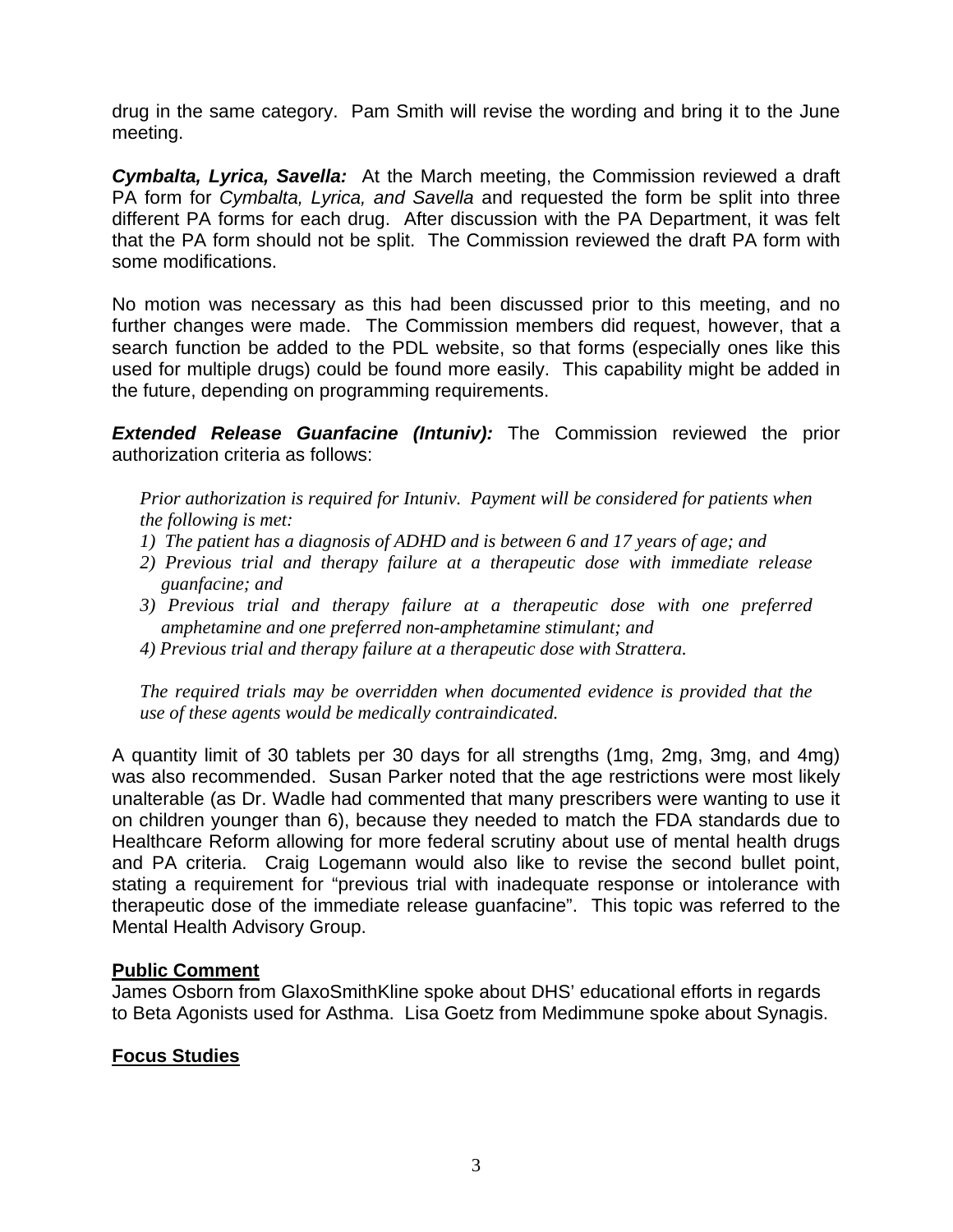drug in the same category. Pam Smith will revise the wording and bring it to the June meeting.

***Cymbalta, Lyrica, Savella:*** At the March meeting, the Commission reviewed a draft PA form for *Cymbalta, Lyrica, and Savella* and requested the form be split into three different PA forms for each drug. After discussion with the PA Department, it was felt that the PA form should not be split. The Commission reviewed the draft PA form with some modifications.

No motion was necessary as this had been discussed prior to this meeting, and no further changes were made. The Commission members did request, however, that a search function be added to the PDL website, so that forms (especially ones like this used for multiple drugs) could be found more easily. This capability might be added in the future, depending on programming requirements.

***Extended Release Guanfacine (Intuniv):*** The Commission reviewed the prior authorization criteria as follows:

> *Prior authorization is required for Intuniv. Payment will be considered for patients when the following is met:*
>
> *1) The patient has a diagnosis of ADHD and is between 6 and 17 years of age; and*
> *2) Previous trial and therapy failure at a therapeutic dose with immediate release guanfacine; and*
> *3) Previous trial and therapy failure at a therapeutic dose with one preferred amphetamine and one preferred non-amphetamine stimulant; and*
> *4) Previous trial and therapy failure at a therapeutic dose with Strattera.*
>
> *The required trials may be overridden when documented evidence is provided that the use of these agents would be medically contraindicated.*

A quantity limit of 30 tablets per 30 days for all strengths (1mg, 2mg, 3mg, and 4mg) was also recommended. Susan Parker noted that the age restrictions were most likely unalterable (as Dr. Wadle had commented that many prescribers were wanting to use it on children younger than 6), because they needed to match the FDA standards due to Healthcare Reform allowing for more federal scrutiny about use of mental health drugs and PA criteria. Craig Logemann would also like to revise the second bullet point, stating a requirement for "previous trial with inadequate response or intolerance with therapeutic dose of the immediate release guanfacine". This topic was referred to the Mental Health Advisory Group.

## Public Comment

James Osborn from GlaxoSmithKline spoke about DHS' educational efforts in regards to Beta Agonists used for Asthma. Lisa Goetz from Medimmune spoke about Synagis.

## Focus Studies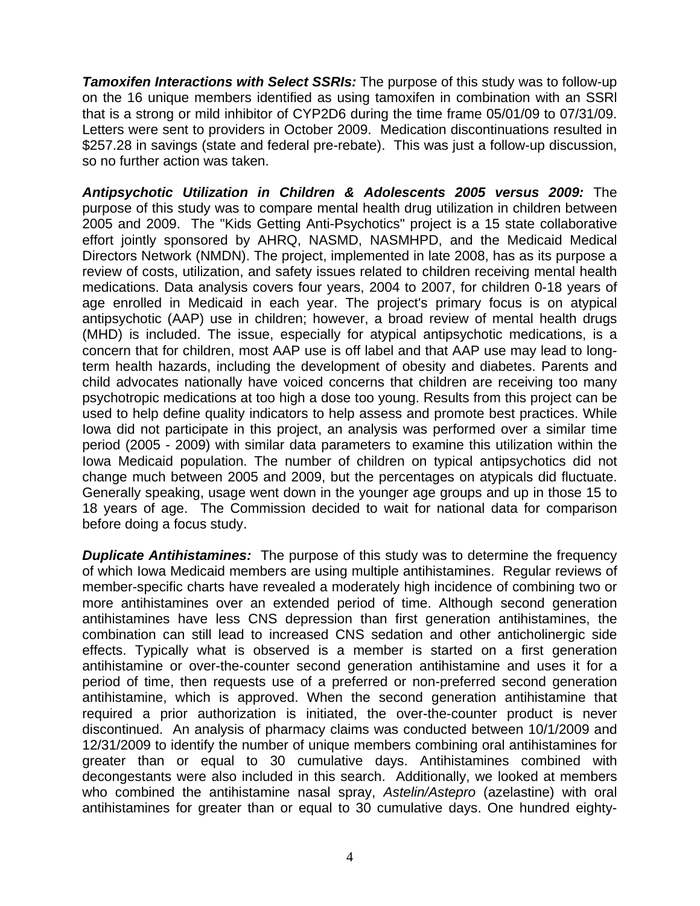***Tamoxifen Interactions with Select SSRIs:*** The purpose of this study was to follow-up on the 16 unique members identified as using tamoxifen in combination with an SSRI that is a strong or mild inhibitor of CYP2D6 during the time frame 05/01/09 to 07/31/09. Letters were sent to providers in October 2009. Medication discontinuations resulted in $257.28 in savings (state and federal pre-rebate). This was just a follow-up discussion, so no further action was taken.

***Antipsychotic Utilization in Children & Adolescents 2005 versus 2009:*** The purpose of this study was to compare mental health drug utilization in children between 2005 and 2009. The "Kids Getting Anti-Psychotics" project is a 15 state collaborative effort jointly sponsored by AHRQ, NASMD, NASMHPD, and the Medicaid Medical Directors Network (NMDN). The project, implemented in late 2008, has as its purpose a review of costs, utilization, and safety issues related to children receiving mental health medications. Data analysis covers four years, 2004 to 2007, for children 0-18 years of age enrolled in Medicaid in each year. The project's primary focus is on atypical antipsychotic (AAP) use in children; however, a broad review of mental health drugs (MHD) is included. The issue, especially for atypical antipsychotic medications, is a concern that for children, most AAP use is off label and that AAP use may lead to long-term health hazards, including the development of obesity and diabetes. Parents and child advocates nationally have voiced concerns that children are receiving too many psychotropic medications at too high a dose too young. Results from this project can be used to help define quality indicators to help assess and promote best practices. While Iowa did not participate in this project, an analysis was performed over a similar time period (2005 - 2009) with similar data parameters to examine this utilization within the Iowa Medicaid population. The number of children on typical antipsychotics did not change much between 2005 and 2009, but the percentages on atypicals did fluctuate. Generally speaking, usage went down in the younger age groups and up in those 15 to 18 years of age. The Commission decided to wait for national data for comparison before doing a focus study.

***Duplicate Antihistamines:*** The purpose of this study was to determine the frequency of which Iowa Medicaid members are using multiple antihistamines. Regular reviews of member-specific charts have revealed a moderately high incidence of combining two or more antihistamines over an extended period of time. Although second generation antihistamines have less CNS depression than first generation antihistamines, the combination can still lead to increased CNS sedation and other anticholinergic side effects. Typically what is observed is a member is started on a first generation antihistamine or over-the-counter second generation antihistamine and uses it for a period of time, then requests use of a preferred or non-preferred second generation antihistamine, which is approved. When the second generation antihistamine that required a prior authorization is initiated, the over-the-counter product is never discontinued. An analysis of pharmacy claims was conducted between 10/1/2009 and 12/31/2009 to identify the number of unique members combining oral antihistamines for greater than or equal to 30 cumulative days. Antihistamines combined with decongestants were also included in this search. Additionally, we looked at members who combined the antihistamine nasal spray, *Astelin/Astepro* (azelastine) with oral antihistamines for greater than or equal to 30 cumulative days. One hundred eighty-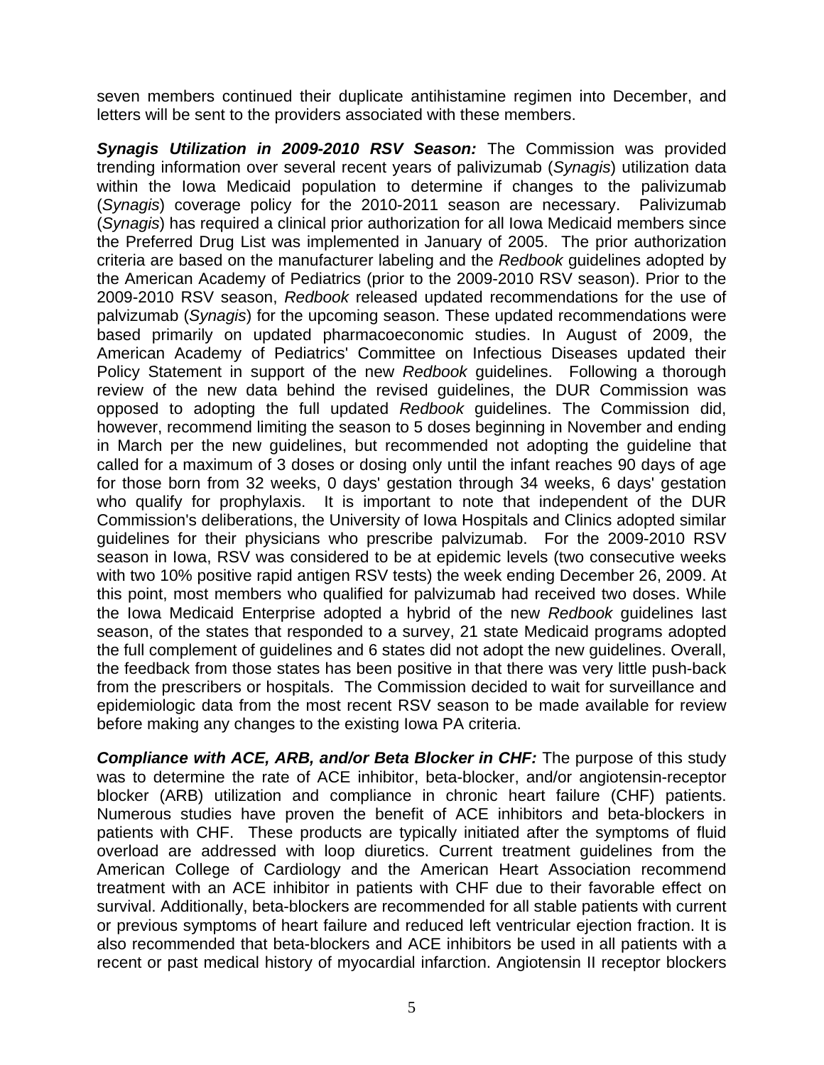seven members continued their duplicate antihistamine regimen into December, and letters will be sent to the providers associated with these members.

***Synagis Utilization in 2009-2010 RSV Season:*** The Commission was provided trending information over several recent years of palivizumab (*Synagis*) utilization data within the Iowa Medicaid population to determine if changes to the palivizumab (*Synagis*) coverage policy for the 2010-2011 season are necessary. Palivizumab (*Synagis*) has required a clinical prior authorization for all Iowa Medicaid members since the Preferred Drug List was implemented in January of 2005. The prior authorization criteria are based on the manufacturer labeling and the *Redbook* guidelines adopted by the American Academy of Pediatrics (prior to the 2009-2010 RSV season). Prior to the 2009-2010 RSV season, *Redbook* released updated recommendations for the use of palvizumab (*Synagis*) for the upcoming season. These updated recommendations were based primarily on updated pharmacoeconomic studies. In August of 2009, the American Academy of Pediatrics' Committee on Infectious Diseases updated their Policy Statement in support of the new *Redbook* guidelines. Following a thorough review of the new data behind the revised guidelines, the DUR Commission was opposed to adopting the full updated *Redbook* guidelines. The Commission did, however, recommend limiting the season to 5 doses beginning in November and ending in March per the new guidelines, but recommended not adopting the guideline that called for a maximum of 3 doses or dosing only until the infant reaches 90 days of age for those born from 32 weeks, 0 days' gestation through 34 weeks, 6 days' gestation who qualify for prophylaxis. It is important to note that independent of the DUR Commission's deliberations, the University of Iowa Hospitals and Clinics adopted similar guidelines for their physicians who prescribe palvizumab. For the 2009-2010 RSV season in Iowa, RSV was considered to be at epidemic levels (two consecutive weeks with two 10% positive rapid antigen RSV tests) the week ending December 26, 2009. At this point, most members who qualified for palvizumab had received two doses. While the Iowa Medicaid Enterprise adopted a hybrid of the new *Redbook* guidelines last season, of the states that responded to a survey, 21 state Medicaid programs adopted the full complement of guidelines and 6 states did not adopt the new guidelines. Overall, the feedback from those states has been positive in that there was very little push-back from the prescribers or hospitals. The Commission decided to wait for surveillance and epidemiologic data from the most recent RSV season to be made available for review before making any changes to the existing Iowa PA criteria.

***Compliance with ACE, ARB, and/or Beta Blocker in CHF:*** The purpose of this study was to determine the rate of ACE inhibitor, beta-blocker, and/or angiotensin-receptor blocker (ARB) utilization and compliance in chronic heart failure (CHF) patients. Numerous studies have proven the benefit of ACE inhibitors and beta-blockers in patients with CHF. These products are typically initiated after the symptoms of fluid overload are addressed with loop diuretics. Current treatment guidelines from the American College of Cardiology and the American Heart Association recommend treatment with an ACE inhibitor in patients with CHF due to their favorable effect on survival. Additionally, beta-blockers are recommended for all stable patients with current or previous symptoms of heart failure and reduced left ventricular ejection fraction. It is also recommended that beta-blockers and ACE inhibitors be used in all patients with a recent or past medical history of myocardial infarction. Angiotensin II receptor blockers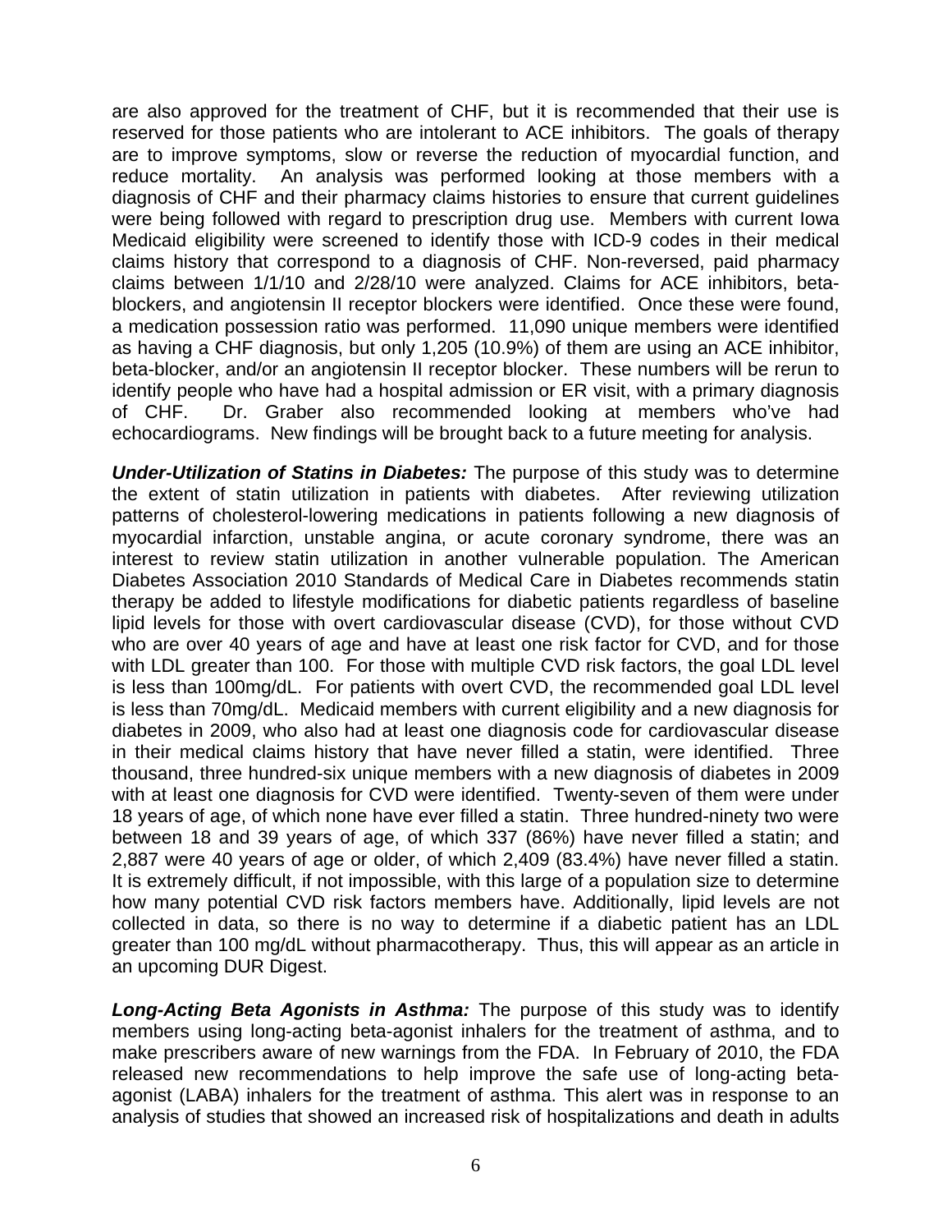are also approved for the treatment of CHF, but it is recommended that their use is reserved for those patients who are intolerant to ACE inhibitors. The goals of therapy are to improve symptoms, slow or reverse the reduction of myocardial function, and reduce mortality. An analysis was performed looking at those members with a diagnosis of CHF and their pharmacy claims histories to ensure that current guidelines were being followed with regard to prescription drug use. Members with current Iowa Medicaid eligibility were screened to identify those with ICD-9 codes in their medical claims history that correspond to a diagnosis of CHF. Non-reversed, paid pharmacy claims between 1/1/10 and 2/28/10 were analyzed. Claims for ACE inhibitors, beta-blockers, and angiotensin II receptor blockers were identified. Once these were found, a medication possession ratio was performed. 11,090 unique members were identified as having a CHF diagnosis, but only 1,205 (10.9%) of them are using an ACE inhibitor, beta-blocker, and/or an angiotensin II receptor blocker. These numbers will be rerun to identify people who have had a hospital admission or ER visit, with a primary diagnosis of CHF. Dr. Graber also recommended looking at members who've had echocardiograms. New findings will be brought back to a future meeting for analysis.

***Under-Utilization of Statins in Diabetes:*** The purpose of this study was to determine the extent of statin utilization in patients with diabetes. After reviewing utilization patterns of cholesterol-lowering medications in patients following a new diagnosis of myocardial infarction, unstable angina, or acute coronary syndrome, there was an interest to review statin utilization in another vulnerable population. The American Diabetes Association 2010 Standards of Medical Care in Diabetes recommends statin therapy be added to lifestyle modifications for diabetic patients regardless of baseline lipid levels for those with overt cardiovascular disease (CVD), for those without CVD who are over 40 years of age and have at least one risk factor for CVD, and for those with LDL greater than 100. For those with multiple CVD risk factors, the goal LDL level is less than 100mg/dL. For patients with overt CVD, the recommended goal LDL level is less than 70mg/dL. Medicaid members with current eligibility and a new diagnosis for diabetes in 2009, who also had at least one diagnosis code for cardiovascular disease in their medical claims history that have never filled a statin, were identified. Three thousand, three hundred-six unique members with a new diagnosis of diabetes in 2009 with at least one diagnosis for CVD were identified. Twenty-seven of them were under 18 years of age, of which none have ever filled a statin. Three hundred-ninety two were between 18 and 39 years of age, of which 337 (86%) have never filled a statin; and 2,887 were 40 years of age or older, of which 2,409 (83.4%) have never filled a statin. It is extremely difficult, if not impossible, with this large of a population size to determine how many potential CVD risk factors members have. Additionally, lipid levels are not collected in data, so there is no way to determine if a diabetic patient has an LDL greater than 100 mg/dL without pharmacotherapy. Thus, this will appear as an article in an upcoming DUR Digest.

***Long-Acting Beta Agonists in Asthma:*** The purpose of this study was to identify members using long-acting beta-agonist inhalers for the treatment of asthma, and to make prescribers aware of new warnings from the FDA. In February of 2010, the FDA released new recommendations to help improve the safe use of long-acting beta-agonist (LABA) inhalers for the treatment of asthma. This alert was in response to an analysis of studies that showed an increased risk of hospitalizations and death in adults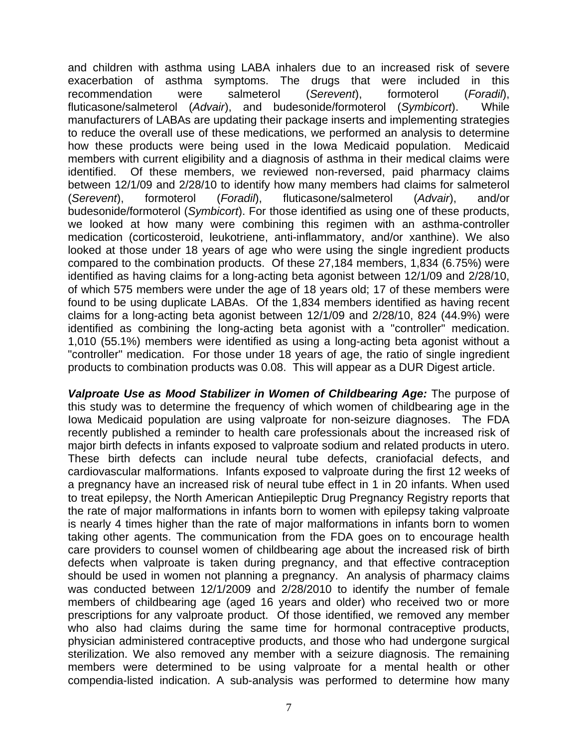and children with asthma using LABA inhalers due to an increased risk of severe exacerbation of asthma symptoms. The drugs that were included in this recommendation were salmeterol (*Serevent*), formoterol (*Foradil*), fluticasone/salmeterol (*Advair*), and budesonide/formoterol (*Symbicort*). While manufacturers of LABAs are updating their package inserts and implementing strategies to reduce the overall use of these medications, we performed an analysis to determine how these products were being used in the Iowa Medicaid population. Medicaid members with current eligibility and a diagnosis of asthma in their medical claims were identified. Of these members, we reviewed non-reversed, paid pharmacy claims between 12/1/09 and 2/28/10 to identify how many members had claims for salmeterol (*Serevent*), formoterol (*Foradil*), fluticasone/salmeterol (*Advair*), and/or budesonide/formoterol (*Symbicort*). For those identified as using one of these products, we looked at how many were combining this regimen with an asthma-controller medication (corticosteroid, leukotriene, anti-inflammatory, and/or xanthine). We also looked at those under 18 years of age who were using the single ingredient products compared to the combination products. Of these 27,184 members, 1,834 (6.75%) were identified as having claims for a long-acting beta agonist between 12/1/09 and 2/28/10, of which 575 members were under the age of 18 years old; 17 of these members were found to be using duplicate LABAs. Of the 1,834 members identified as having recent claims for a long-acting beta agonist between 12/1/09 and 2/28/10, 824 (44.9%) were identified as combining the long-acting beta agonist with a "controller" medication. 1,010 (55.1%) members were identified as using a long-acting beta agonist without a "controller" medication. For those under 18 years of age, the ratio of single ingredient products to combination products was 0.08. This will appear as a DUR Digest article.

***Valproate Use as Mood Stabilizer in Women of Childbearing Age:*** The purpose of this study was to determine the frequency of which women of childbearing age in the Iowa Medicaid population are using valproate for non-seizure diagnoses. The FDA recently published a reminder to health care professionals about the increased risk of major birth defects in infants exposed to valproate sodium and related products in utero. These birth defects can include neural tube defects, craniofacial defects, and cardiovascular malformations. Infants exposed to valproate during the first 12 weeks of a pregnancy have an increased risk of neural tube effect in 1 in 20 infants. When used to treat epilepsy, the North American Antiepileptic Drug Pregnancy Registry reports that the rate of major malformations in infants born to women with epilepsy taking valproate is nearly 4 times higher than the rate of major malformations in infants born to women taking other agents. The communication from the FDA goes on to encourage health care providers to counsel women of childbearing age about the increased risk of birth defects when valproate is taken during pregnancy, and that effective contraception should be used in women not planning a pregnancy. An analysis of pharmacy claims was conducted between 12/1/2009 and 2/28/2010 to identify the number of female members of childbearing age (aged 16 years and older) who received two or more prescriptions for any valproate product. Of those identified, we removed any member who also had claims during the same time for hormonal contraceptive products, physician administered contraceptive products, and those who had undergone surgical sterilization. We also removed any member with a seizure diagnosis. The remaining members were determined to be using valproate for a mental health or other compendia-listed indication. A sub-analysis was performed to determine how many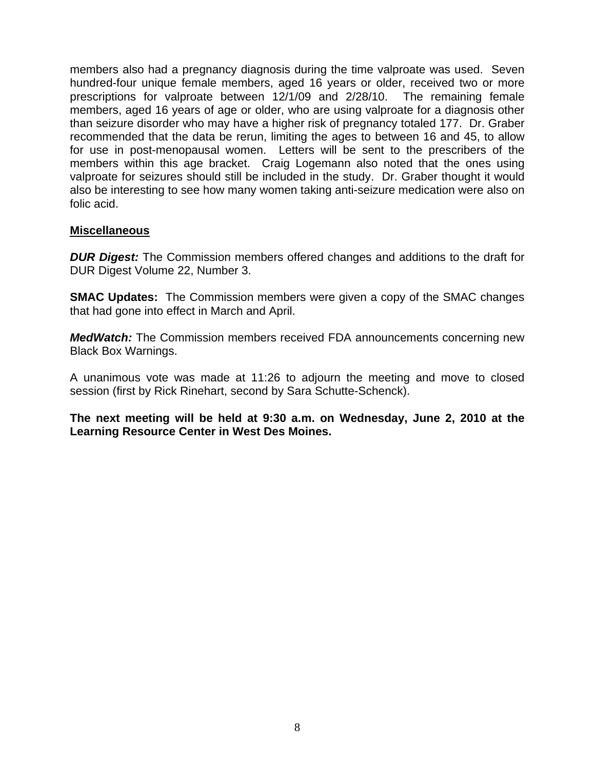members also had a pregnancy diagnosis during the time valproate was used. Seven hundred-four unique female members, aged 16 years or older, received two or more prescriptions for valproate between 12/1/09 and 2/28/10. The remaining female members, aged 16 years of age or older, who are using valproate for a diagnosis other than seizure disorder who may have a higher risk of pregnancy totaled 177. Dr. Graber recommended that the data be rerun, limiting the ages to between 16 and 45, to allow for use in post-menopausal women. Letters will be sent to the prescribers of the members within this age bracket. Craig Logemann also noted that the ones using valproate for seizures should still be included in the study. Dr. Graber thought it would also be interesting to see how many women taking anti-seizure medication were also on folic acid.

## Miscellaneous

***DUR Digest:*** The Commission members offered changes and additions to the draft for DUR Digest Volume 22, Number 3.

**SMAC Updates:** The Commission members were given a copy of the SMAC changes that had gone into effect in March and April.

***MedWatch:*** The Commission members received FDA announcements concerning new Black Box Warnings.

A unanimous vote was made at 11:26 to adjourn the meeting and move to closed session (first by Rick Rinehart, second by Sara Schutte-Schenck).

**The next meeting will be held at 9:30 a.m. on Wednesday, June 2, 2010 at the Learning Resource Center in West Des Moines.**